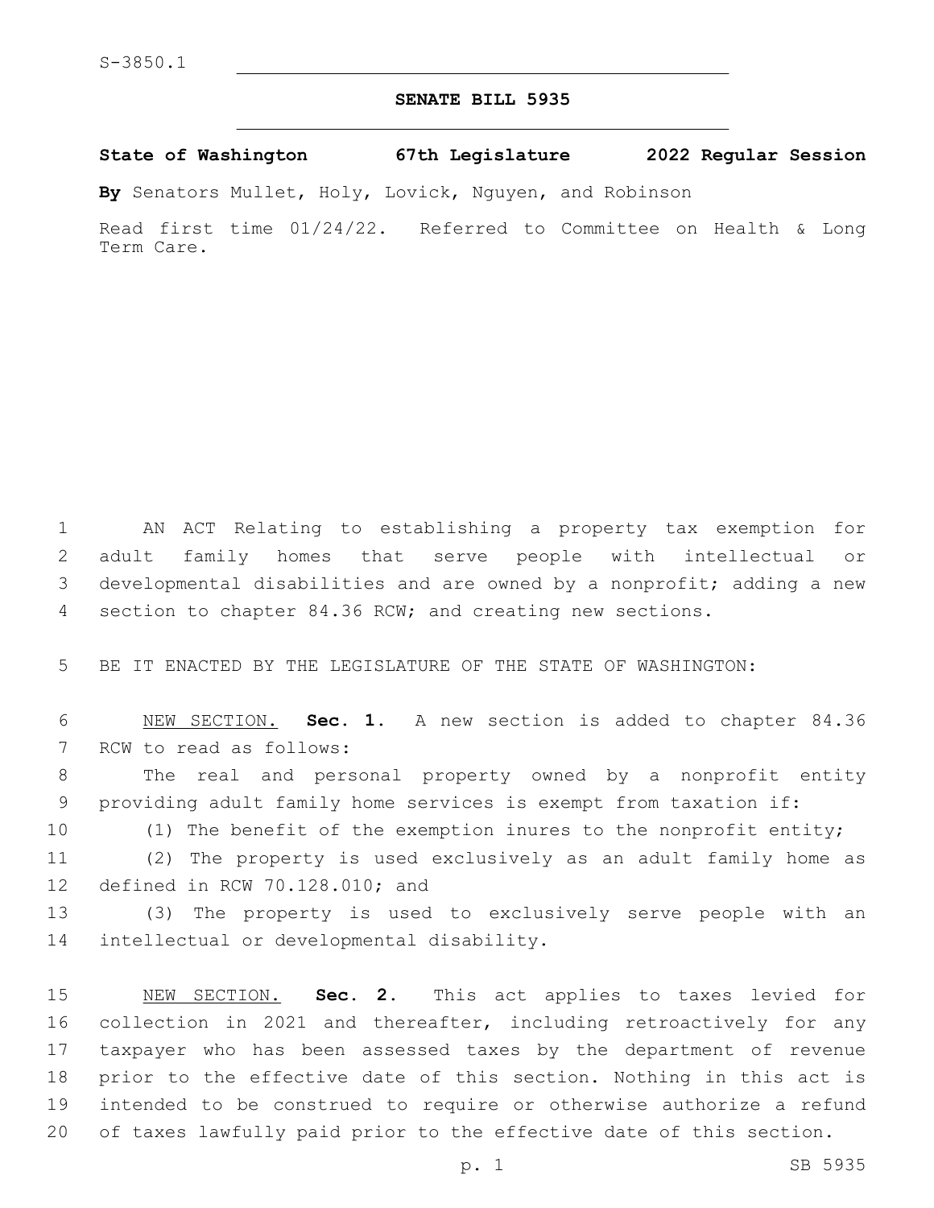S-3850.1

# SENATE BILL 5935

**State of Washington 67th Legislature 2022 Regular Session**

**By** Senators Mullet, Holy, Lovick, Nguyen, and Robinson

Read first time 01/24/22. Referred to Committee on Health & Long Term Care.

AN ACT Relating to establishing a property tax exemption for adult family homes that serve people with intellectual or developmental disabilities and are owned by a nonprofit; adding a new section to chapter 84.36 RCW; and creating new sections.

BE IT ENACTED BY THE LEGISLATURE OF THE STATE OF WASHINGTON:

NEW SECTION. **Sec. 1.** A new section is added to chapter 84.36 RCW to read as follows:

The real and personal property owned by a nonprofit entity providing adult family home services is exempt from taxation if:

(1) The benefit of the exemption inures to the nonprofit entity;

(2) The property is used exclusively as an adult family home as defined in RCW 70.128.010; and

(3) The property is used to exclusively serve people with an intellectual or developmental disability.

NEW SECTION. **Sec. 2.** This act applies to taxes levied for collection in 2021 and thereafter, including retroactively for any taxpayer who has been assessed taxes by the department of revenue prior to the effective date of this section. Nothing in this act is intended to be construed to require or otherwise authorize a refund of taxes lawfully paid prior to the effective date of this section.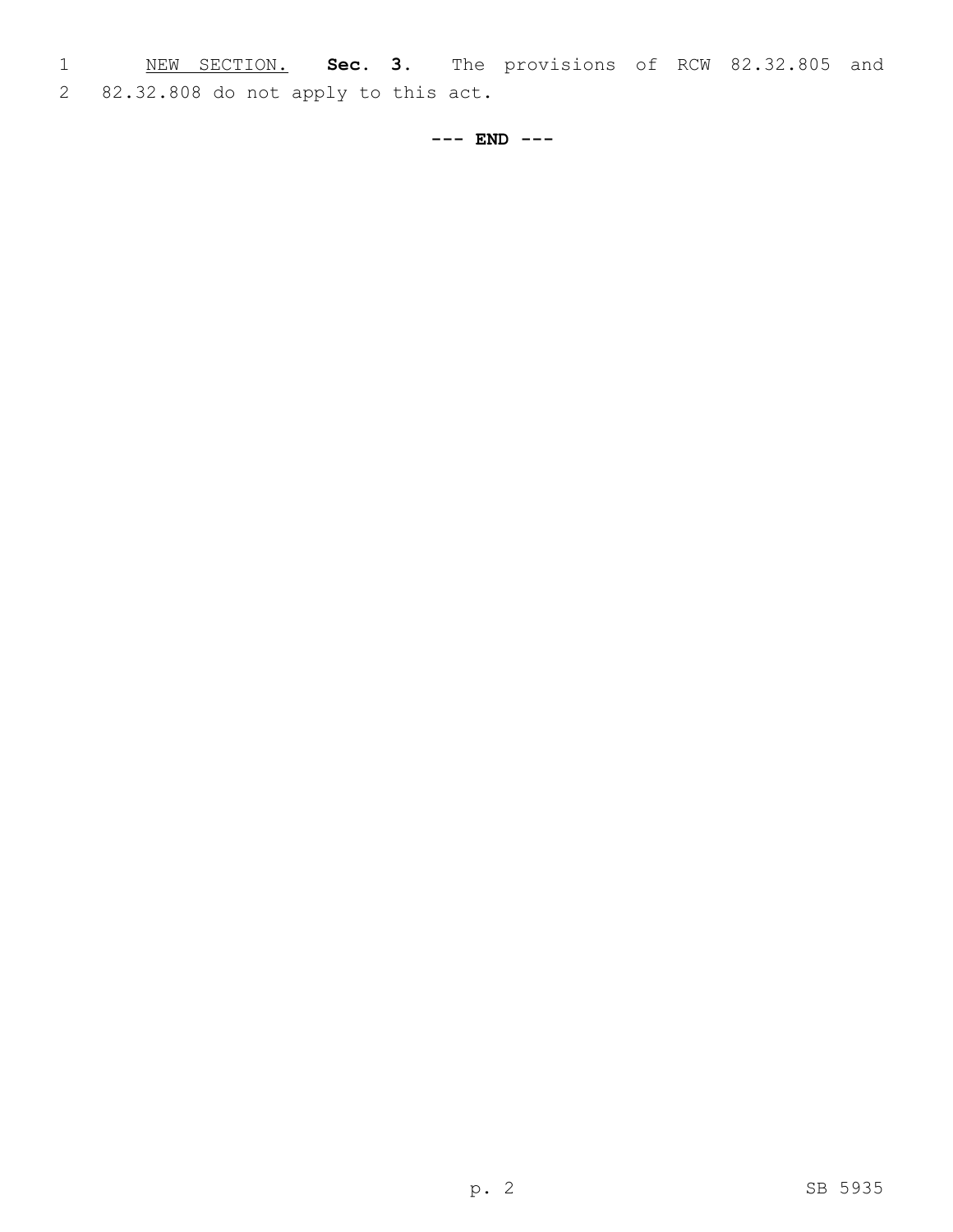NEW SECTION. **Sec. 3.** The provisions of RCW 82.32.805 and 82.32.808 do not apply to this act.

**--- END ---**